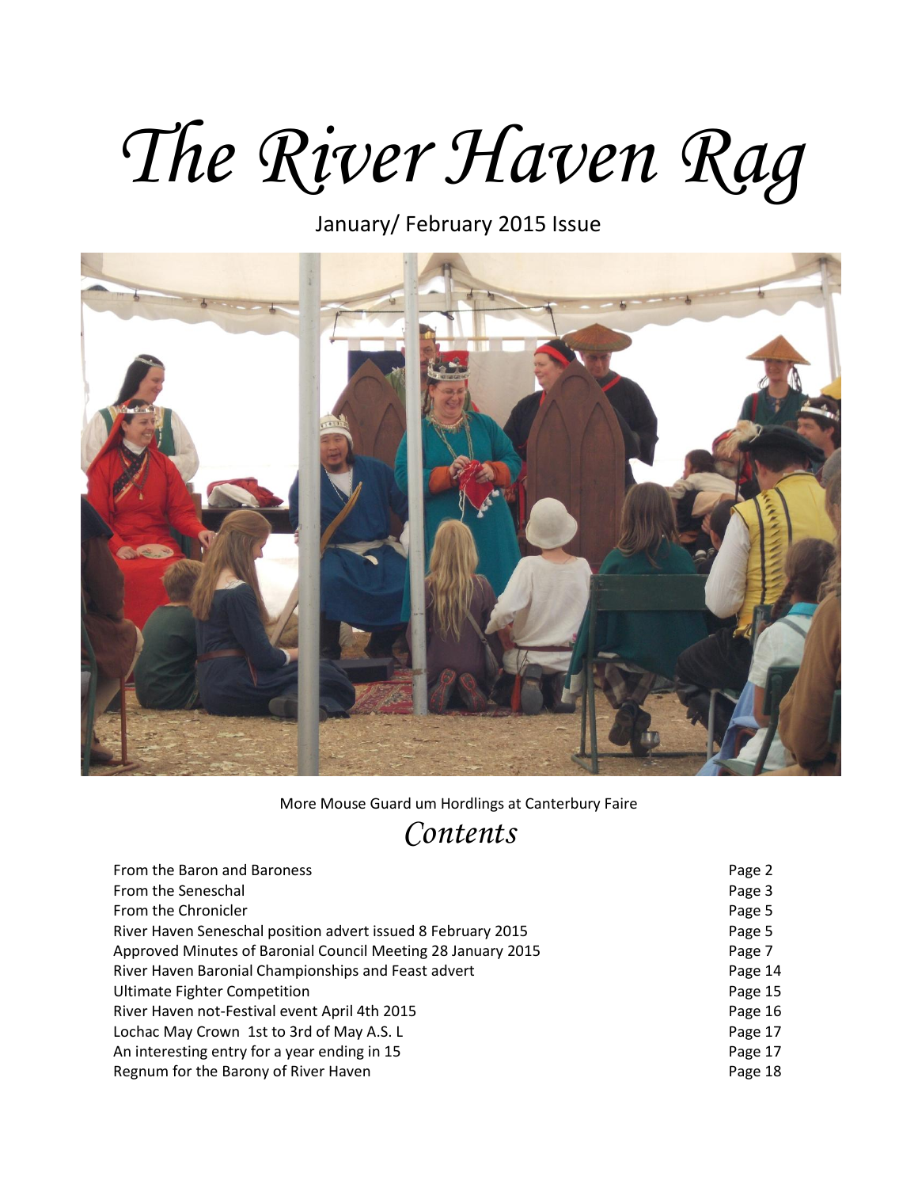# The River Haven Rag

January/ February 2015 Issue

More Mouse Guard um Hordlings at Canterbury Faire

## Contents

| | |
|---|---|
| From the Baron and Baroness | Page 2 |
| From the Seneschal | Page 3 |
| From the Chronicler | Page 5 |
| River Haven Seneschal position advert issued 8 February 2015 | Page 5 |
| Approved Minutes of Baronial Council Meeting 28 January 2015 | Page 7 |
| River Haven Baronial Championships and Feast advert | Page 14 |
| Ultimate Fighter Competition | Page 15 |
| River Haven not-Festival event April 4th 2015 | Page 16 |
| Lochac May Crown 1st to 3rd of May A.S. L | Page 17 |
| An interesting entry for a year ending in 15 | Page 17 |
| Regnum for the Barony of River Haven | Page 18 |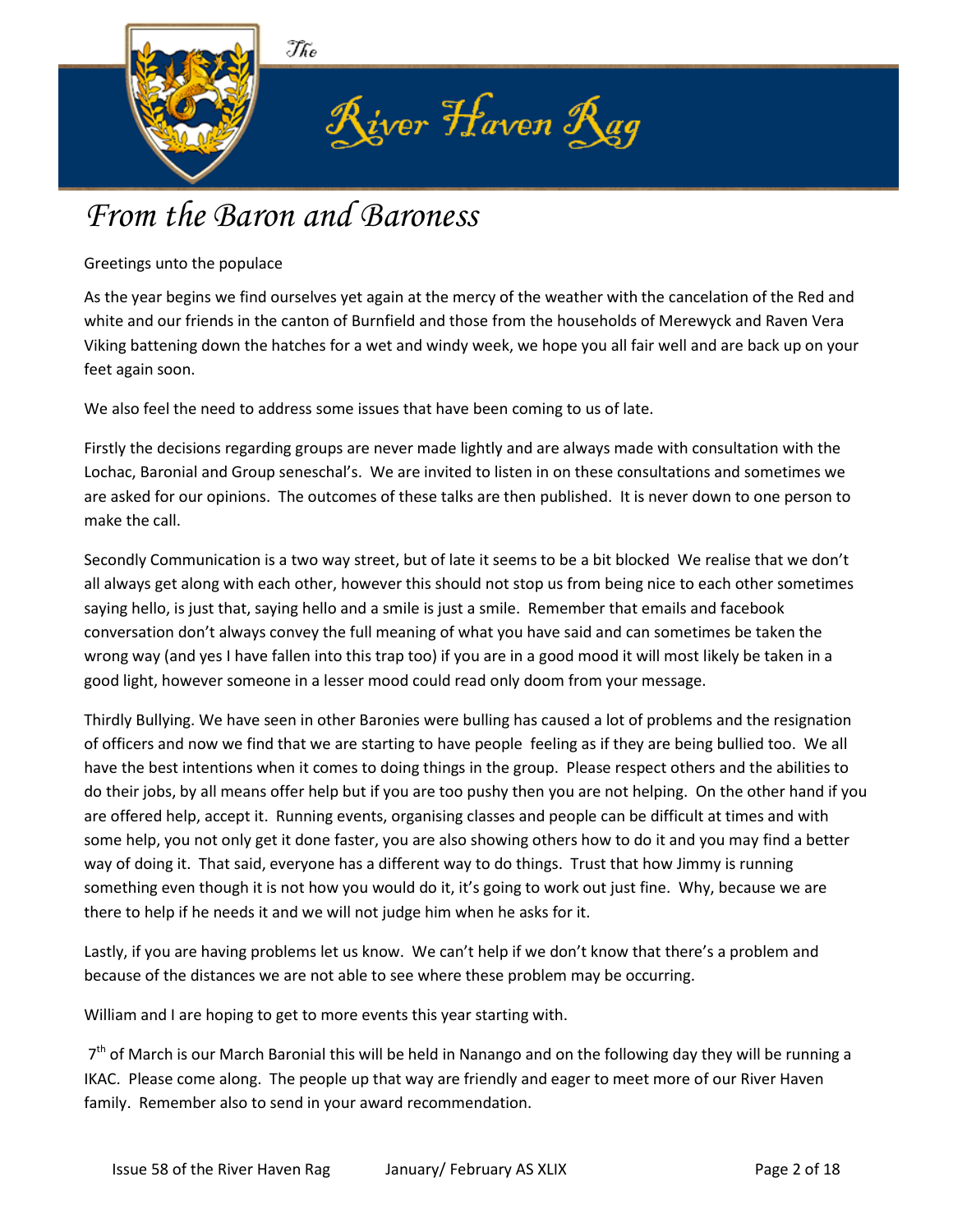# From the Baron and Baroness

Greetings unto the populace

As the year begins we find ourselves yet again at the mercy of the weather with the cancelation of the Red and white and our friends in the canton of Burnfield and those from the households of Merewyck and Raven Vera Viking battening down the hatches for a wet and windy week, we hope you all fair well and are back up on your feet again soon.

We also feel the need to address some issues that have been coming to us of late.

Firstly the decisions regarding groups are never made lightly and are always made with consultation with the Lochac, Baronial and Group seneschal's. We are invited to listen in on these consultations and sometimes we are asked for our opinions. The outcomes of these talks are then published. It is never down to one person to make the call.

Secondly Communication is a two way street, but of late it seems to be a bit blocked We realise that we don't all always get along with each other, however this should not stop us from being nice to each other sometimes saying hello, is just that, saying hello and a smile is just a smile. Remember that emails and facebook conversation don't always convey the full meaning of what you have said and can sometimes be taken the wrong way (and yes I have fallen into this trap too) if you are in a good mood it will most likely be taken in a good light, however someone in a lesser mood could read only doom from your message.

Thirdly Bullying. We have seen in other Baronies were bulling has caused a lot of problems and the resignation of officers and now we find that we are starting to have people feeling as if they are being bullied too. We all have the best intentions when it comes to doing things in the group. Please respect others and the abilities to do their jobs, by all means offer help but if you are too pushy then you are not helping. On the other hand if you are offered help, accept it. Running events, organising classes and people can be difficult at times and with some help, you not only get it done faster, you are also showing others how to do it and you may find a better way of doing it. That said, everyone has a different way to do things. Trust that how Jimmy is running something even though it is not how you would do it, it's going to work out just fine. Why, because we are there to help if he needs it and we will not judge him when he asks for it.

Lastly, if you are having problems let us know. We can't help if we don't know that there's a problem and because of the distances we are not able to see where these problem may be occurring.

William and I are hoping to get to more events this year starting with.

7th of March is our March Baronial this will be held in Nanango and on the following day they will be running a IKAC. Please come along. The people up that way are friendly and eager to meet more of our River Haven family. Remember also to send in your award recommendation.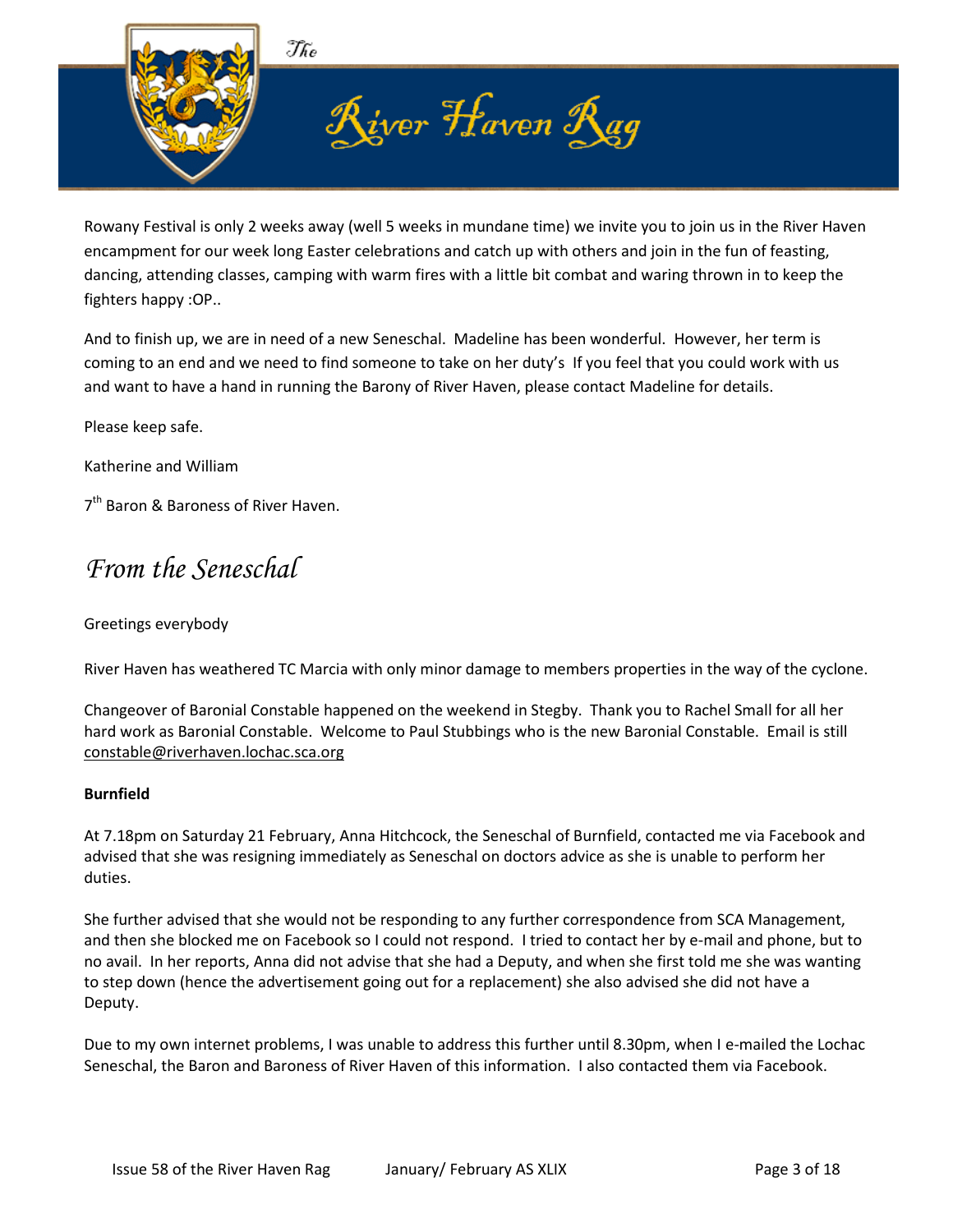Rowany Festival is only 2 weeks away (well 5 weeks in mundane time) we invite you to join us in the River Haven encampment for our week long Easter celebrations and catch up with others and join in the fun of feasting, dancing, attending classes, camping with warm fires with a little bit combat and waring thrown in to keep the fighters happy :OP..

And to finish up, we are in need of a new Seneschal. Madeline has been wonderful. However, her term is coming to an end and we need to find someone to take on her duty's If you feel that you could work with us and want to have a hand in running the Barony of River Haven, please contact Madeline for details.

Please keep safe.

Katherine and William

7th Baron & Baroness of River Haven.

# *From the Seneschal*

Greetings everybody

River Haven has weathered TC Marcia with only minor damage to members properties in the way of the cyclone.

Changeover of Baronial Constable happened on the weekend in Stegby. Thank you to Rachel Small for all her hard work as Baronial Constable. Welcome to Paul Stubbings who is the new Baronial Constable. Email is still constable@riverhaven.lochac.sca.org

**Burnfield**

At 7.18pm on Saturday 21 February, Anna Hitchcock, the Seneschal of Burnfield, contacted me via Facebook and advised that she was resigning immediately as Seneschal on doctors advice as she is unable to perform her duties.

She further advised that she would not be responding to any further correspondence from SCA Management, and then she blocked me on Facebook so I could not respond. I tried to contact her by e-mail and phone, but to no avail. In her reports, Anna did not advise that she had a Deputy, and when she first told me she was wanting to step down (hence the advertisement going out for a replacement) she also advised she did not have a Deputy.

Due to my own internet problems, I was unable to address this further until 8.30pm, when I e-mailed the Lochac Seneschal, the Baron and Baroness of River Haven of this information. I also contacted them via Facebook.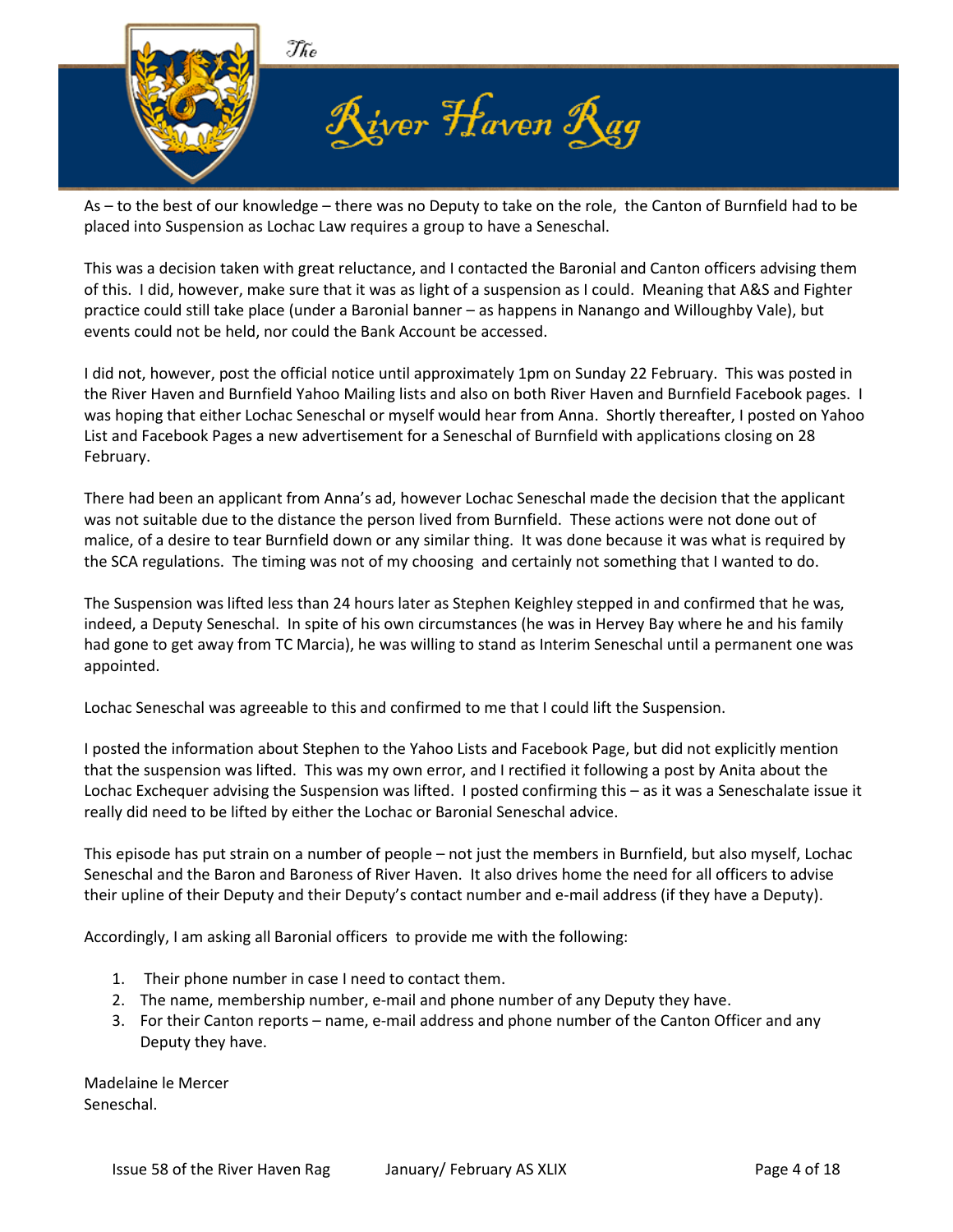As – to the best of our knowledge – there was no Deputy to take on the role, the Canton of Burnfield had to be placed into Suspension as Lochac Law requires a group to have a Seneschal.

This was a decision taken with great reluctance, and I contacted the Baronial and Canton officers advising them of this. I did, however, make sure that it was as light of a suspension as I could. Meaning that A&S and Fighter practice could still take place (under a Baronial banner – as happens in Nanango and Willoughby Vale), but events could not be held, nor could the Bank Account be accessed.

I did not, however, post the official notice until approximately 1pm on Sunday 22 February. This was posted in the River Haven and Burnfield Yahoo Mailing lists and also on both River Haven and Burnfield Facebook pages. I was hoping that either Lochac Seneschal or myself would hear from Anna. Shortly thereafter, I posted on Yahoo List and Facebook Pages a new advertisement for a Seneschal of Burnfield with applications closing on 28 February.

There had been an applicant from Anna's ad, however Lochac Seneschal made the decision that the applicant was not suitable due to the distance the person lived from Burnfield. These actions were not done out of malice, of a desire to tear Burnfield down or any similar thing. It was done because it was what is required by the SCA regulations. The timing was not of my choosing and certainly not something that I wanted to do.

The Suspension was lifted less than 24 hours later as Stephen Keighley stepped in and confirmed that he was, indeed, a Deputy Seneschal. In spite of his own circumstances (he was in Hervey Bay where he and his family had gone to get away from TC Marcia), he was willing to stand as Interim Seneschal until a permanent one was appointed.

Lochac Seneschal was agreeable to this and confirmed to me that I could lift the Suspension.

I posted the information about Stephen to the Yahoo Lists and Facebook Page, but did not explicitly mention that the suspension was lifted. This was my own error, and I rectified it following a post by Anita about the Lochac Exchequer advising the Suspension was lifted. I posted confirming this – as it was a Seneschalate issue it really did need to be lifted by either the Lochac or Baronial Seneschal advice.

This episode has put strain on a number of people – not just the members in Burnfield, but also myself, Lochac Seneschal and the Baron and Baroness of River Haven. It also drives home the need for all officers to advise their upline of their Deputy and their Deputy's contact number and e-mail address (if they have a Deputy).

Accordingly, I am asking all Baronial officers to provide me with the following:

1. Their phone number in case I need to contact them.
2. The name, membership number, e-mail and phone number of any Deputy they have.
3. For their Canton reports – name, e-mail address and phone number of the Canton Officer and any Deputy they have.

Madelaine le Mercer
Seneschal.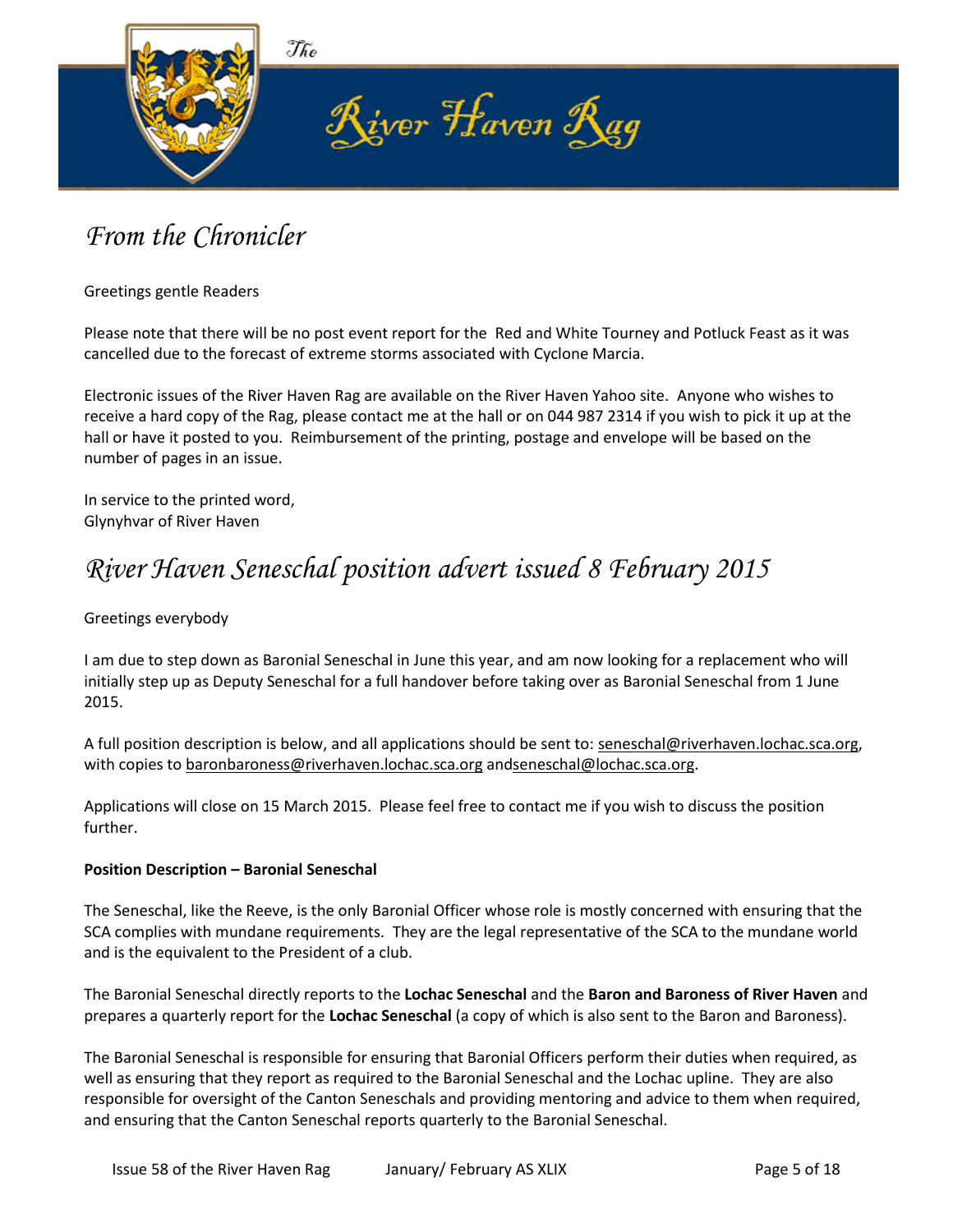# The River Haven Rag

## From the Chronicler

Greetings gentle Readers

Please note that there will be no post event report for the Red and White Tourney and Potluck Feast as it was cancelled due to the forecast of extreme storms associated with Cyclone Marcia.

Electronic issues of the River Haven Rag are available on the River Haven Yahoo site. Anyone who wishes to receive a hard copy of the Rag, please contact me at the hall or on 044 987 2314 if you wish to pick it up at the hall or have it posted to you. Reimbursement of the printing, postage and envelope will be based on the number of pages in an issue.

In service to the printed word,
Glynyhvar of River Haven

## River Haven Seneschal position advert issued 8 February 2015

Greetings everybody

I am due to step down as Baronial Seneschal in June this year, and am now looking for a replacement who will initially step up as Deputy Seneschal for a full handover before taking over as Baronial Seneschal from 1 June 2015.

A full position description is below, and all applications should be sent to: seneschal@riverhaven.lochac.sca.org, with copies to baronbaroness@riverhaven.lochac.sca.org andseneschal@lochac.sca.org.

Applications will close on 15 March 2015. Please feel free to contact me if you wish to discuss the position further.

**Position Description – Baronial Seneschal**

The Seneschal, like the Reeve, is the only Baronial Officer whose role is mostly concerned with ensuring that the SCA complies with mundane requirements. They are the legal representative of the SCA to the mundane world and is the equivalent to the President of a club.

The Baronial Seneschal directly reports to the **Lochac Seneschal** and the **Baron and Baroness of River Haven** and prepares a quarterly report for the **Lochac Seneschal** (a copy of which is also sent to the Baron and Baroness).

The Baronial Seneschal is responsible for ensuring that Baronial Officers perform their duties when required, as well as ensuring that they report as required to the Baronial Seneschal and the Lochac upline. They are also responsible for oversight of the Canton Seneschals and providing mentoring and advice to them when required, and ensuring that the Canton Seneschal reports quarterly to the Baronial Seneschal.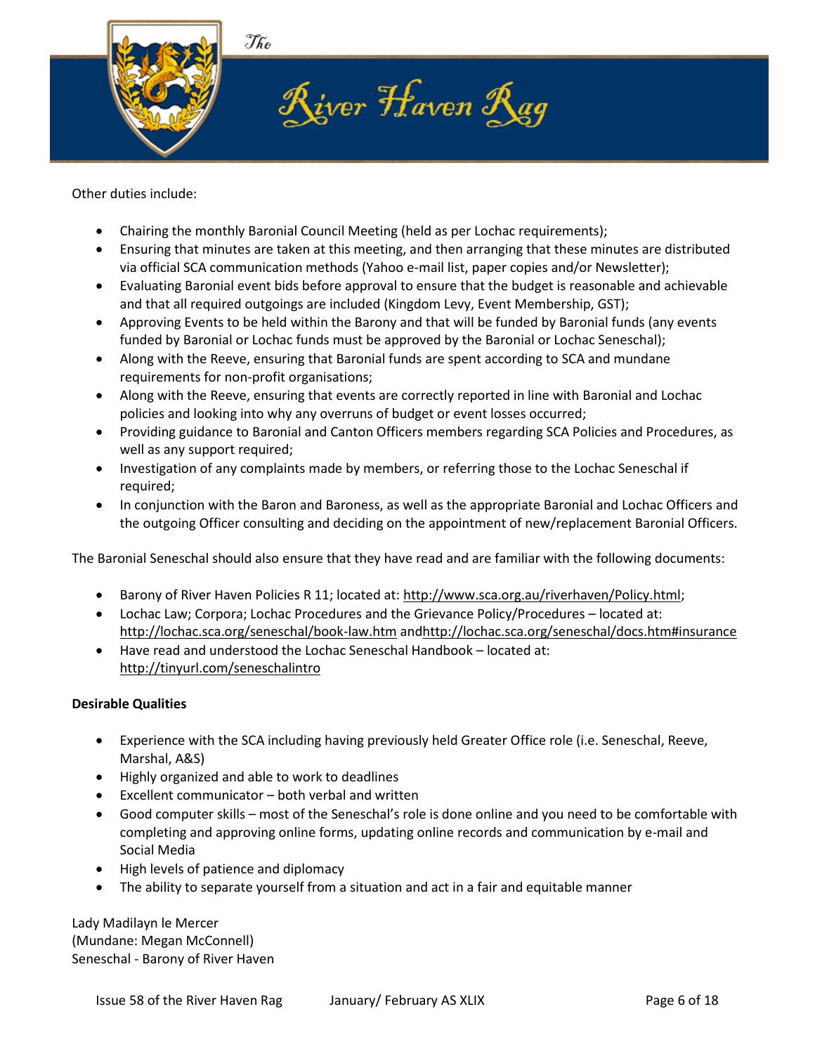Other duties include:

- Chairing the monthly Baronial Council Meeting (held as per Lochac requirements);
- Ensuring that minutes are taken at this meeting, and then arranging that these minutes are distributed via official SCA communication methods (Yahoo e-mail list, paper copies and/or Newsletter);
- Evaluating Baronial event bids before approval to ensure that the budget is reasonable and achievable and that all required outgoings are included (Kingdom Levy, Event Membership, GST);
- Approving Events to be held within the Barony and that will be funded by Baronial funds (any events funded by Baronial or Lochac funds must be approved by the Baronial or Lochac Seneschal);
- Along with the Reeve, ensuring that Baronial funds are spent according to SCA and mundane requirements for non-profit organisations;
- Along with the Reeve, ensuring that events are correctly reported in line with Baronial and Lochac policies and looking into why any overruns of budget or event losses occurred;
- Providing guidance to Baronial and Canton Officers members regarding SCA Policies and Procedures, as well as any support required;
- Investigation of any complaints made by members, or referring those to the Lochac Seneschal if required;
- In conjunction with the Baron and Baroness, as well as the appropriate Baronial and Lochac Officers and the outgoing Officer consulting and deciding on the appointment of new/replacement Baronial Officers.

The Baronial Seneschal should also ensure that they have read and are familiar with the following documents:

- Barony of River Haven Policies R 11; located at: http://www.sca.org.au/riverhaven/Policy.html;
- Lochac Law; Corpora; Lochac Procedures and the Grievance Policy/Procedures – located at: http://lochac.sca.org/seneschal/book-law.htm andhttp://lochac.sca.org/seneschal/docs.htm#insurance
- Have read and understood the Lochac Seneschal Handbook – located at: http://tinyurl.com/seneschalintro

**Desirable Qualities**

- Experience with the SCA including having previously held Greater Office role (i.e. Seneschal, Reeve, Marshal, A&S)
- Highly organized and able to work to deadlines
- Excellent communicator – both verbal and written
- Good computer skills – most of the Seneschal's role is done online and you need to be comfortable with completing and approving online forms, updating online records and communication by e-mail and Social Media
- High levels of patience and diplomacy
- The ability to separate yourself from a situation and act in a fair and equitable manner

Lady Madilayn le Mercer
(Mundane: Megan McConnell)
Seneschal - Barony of River Haven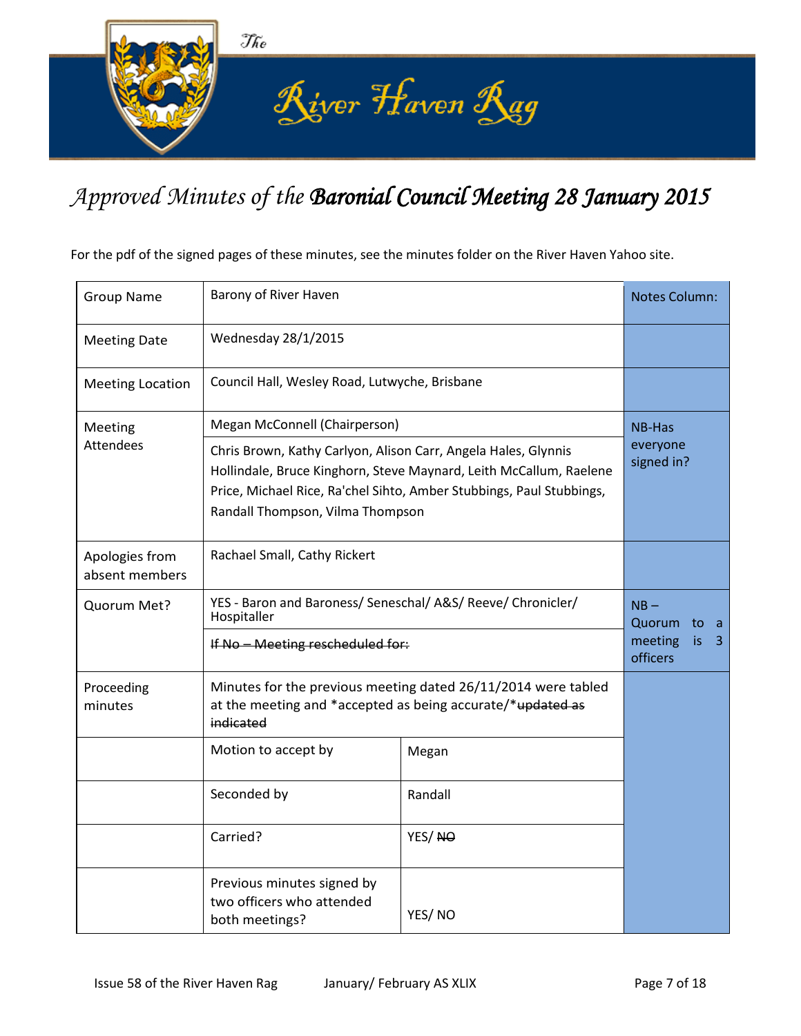# *Approved Minutes of the* ***Baronial Council Meeting 28 January 2015***

For the pdf of the signed pages of these minutes, see the minutes folder on the River Haven Yahoo site.

| Group Name | Barony of River Haven | | Notes Column: |
|---|---|---|---|
| Meeting Date | Wednesday 28/1/2015 | | |
| Meeting Location | Council Hall, Wesley Road, Lutwyche, Brisbane | | |
| Meeting Attendees | Megan McConnell (Chairperson) | | NB-Has everyone signed in? |
| | Chris Brown, Kathy Carlyon, Alison Carr, Angela Hales, Glynnis Hollindale, Bruce Kinghorn, Steve Maynard, Leith McCallum, Raelene Price, Michael Rice, Ra'chel Sihto, Amber Stubbings, Paul Stubbings, Randall Thompson, Vilma Thompson | | |
| Apologies from absent members | Rachael Small, Cathy Rickert | | |
| Quorum Met? | YES - Baron and Baroness/ Seneschal/ A&S/ Reeve/ Chronicler/ Hospitaller | | NB – Quorum to a meeting is 3 officers |
| | ~~If No – Meeting rescheduled for:~~ | | |
| Proceeding minutes | Minutes for the previous meeting dated 26/11/2014 were tabled at the meeting and *accepted as being accurate/*~~updated as indicated~~ | | |
| | Motion to accept by | Megan | |
| | Seconded by | Randall | |
| | Carried? | YES/ ~~NO~~ | |
| | Previous minutes signed by two officers who attended both meetings? | YES/ NO | |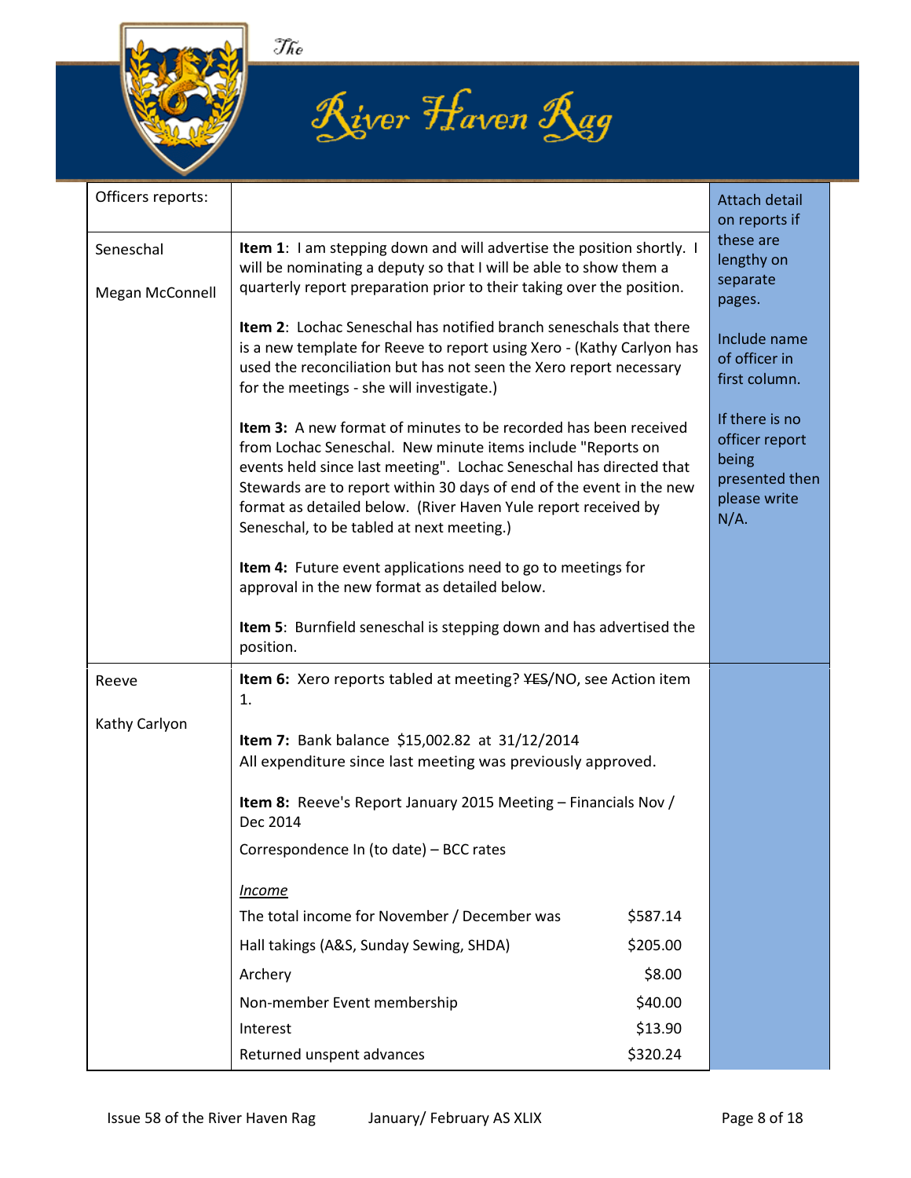| Officers reports: | | Attach detail on reports if these are lengthy on separate pages.<br><br>Include name of officer in first column.<br><br>If there is no officer report being presented then please write N/A. |
|---|---|---|
| Seneschal<br><br>Megan McConnell | **Item 1**: I am stepping down and will advertise the position shortly. I will be nominating a deputy so that I will be able to show them a quarterly report preparation prior to their taking over the position.<br><br>**Item 2**: Lochac Seneschal has notified branch seneschals that there is a new template for Reeve to report using Xero - (Kathy Carlyon has used the reconciliation but has not seen the Xero report necessary for the meetings - she will investigate.)<br><br>**Item 3:** A new format of minutes to be recorded has been received from Lochac Seneschal. New minute items include "Reports on events held since last meeting". Lochac Seneschal has directed that Stewards are to report within 30 days of end of the event in the new format as detailed below. (River Haven Yule report received by Seneschal, to be tabled at next meeting.)<br><br>**Item 4:** Future event applications need to go to meetings for approval in the new format as detailed below.<br><br>**Item 5**: Burnfield seneschal is stepping down and has advertised the position. | |
| Reeve<br><br>Kathy Carlyon | **Item 6:** Xero reports tabled at meeting? ~~YES~~/NO, see Action item 1.<br><br>**Item 7:** Bank balance $15,002.82 at 31/12/2014<br>All expenditure since last meeting was previously approved.<br><br>**Item 8:** Reeve's Report January 2015 Meeting – Financials Nov / Dec 2014<br><br>Correspondence In (to date) – BCC rates<br><br>*Income*<br>The total income for November / December was $587.14<br>Hall takings (A&S, Sunday Sewing, SHDA) $205.00<br>Archery $8.00<br>Non-member Event membership $40.00<br>Interest $13.90<br>Returned unspent advances $320.24 | |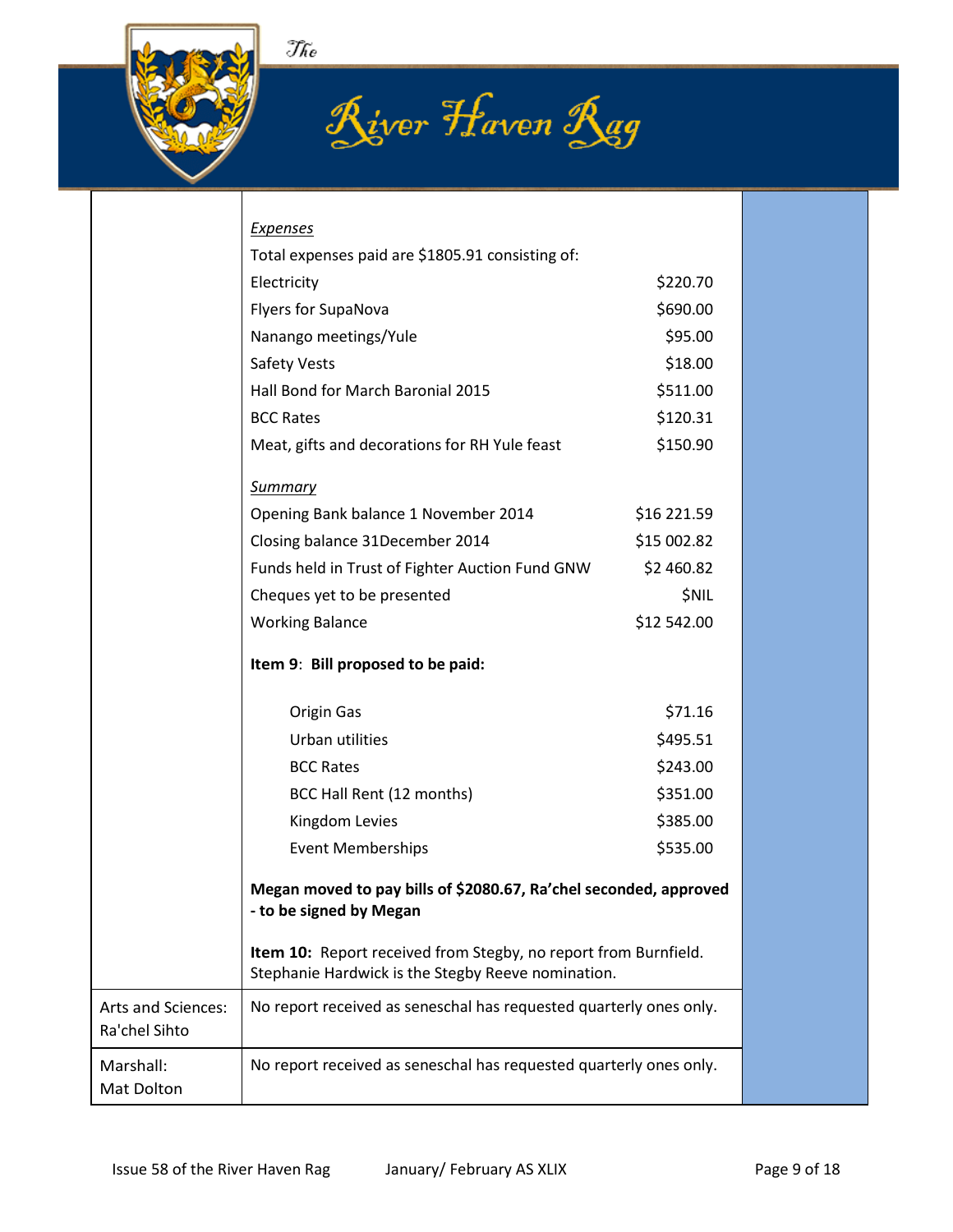|  |  |
|---|---|
|  | *Expenses*<br>Total expenses paid are $1805.91 consisting of:<br>Electricity $220.70<br>Flyers for SupaNova $690.00<br>Nanango meetings/Yule $95.00<br>Safety Vests $18.00<br>Hall Bond for March Baronial 2015 $511.00<br>BCC Rates $120.31<br>Meat, gifts and decorations for RH Yule feast $150.90<br><br>*Summary*<br>Opening Bank balance 1 November 2014 $16 221.59<br>Closing balance 31December 2014 $15 002.82<br>Funds held in Trust of Fighter Auction Fund GNW $2 460.82<br>Cheques yet to be presented $NIL<br>Working Balance $12 542.00<br><br>**Item 9**: **Bill proposed to be paid:**<br>Origin Gas $71.16<br>Urban utilities $495.51<br>BCC Rates $243.00<br>BCC Hall Rent (12 months) $351.00<br>Kingdom Levies $385.00<br>Event Memberships $535.00<br><br>**Megan moved to pay bills of $2080.67, Ra'chel seconded, approved - to be signed by Megan**<br><br>**Item 10:** Report received from Stegby, no report from Burnfield. Stephanie Hardwick is the Stegby Reeve nomination. |
| Arts and Sciences: Ra'chel Sihto | No report received as seneschal has requested quarterly ones only. |
| Marshall: Mat Dolton | No report received as seneschal has requested quarterly ones only. |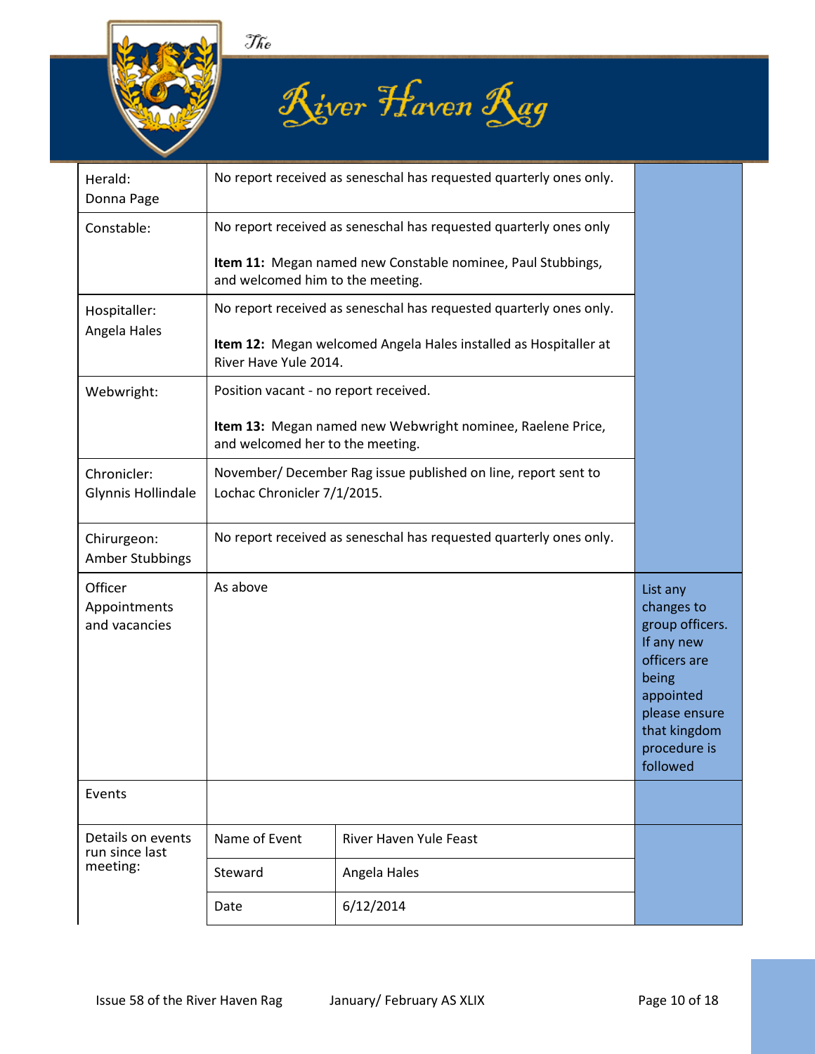| | | |
|---|---|---|
| Herald:<br>Donna Page | No report received as seneschal has requested quarterly ones only. | |
| Constable: | No report received as seneschal has requested quarterly ones only<br><br>**Item 11:** Megan named new Constable nominee, Paul Stubbings, and welcomed him to the meeting. | |
| Hospitaller:<br>Angela Hales | No report received as seneschal has requested quarterly ones only.<br><br>**Item 12:** Megan welcomed Angela Hales installed as Hospitaller at River Have Yule 2014. | |
| Webwright: | Position vacant - no report received.<br><br>**Item 13:** Megan named new Webwright nominee, Raelene Price, and welcomed her to the meeting. | |
| Chronicler:<br>Glynnis Hollindale | November/ December Rag issue published on line, report sent to Lochac Chronicler 7/1/2015. | |
| Chirurgeon:<br>Amber Stubbings | No report received as seneschal has requested quarterly ones only. | |
| Officer Appointments and vacancies | As above | List any changes to group officers. If any new officers are being appointed please ensure that kingdom procedure is followed |
| Events | | |

| Details on events run since last meeting: | | |
|---|---|---|
| | Name of Event | River Haven Yule Feast |
| | Steward | Angela Hales |
| | Date | 6/12/2014 |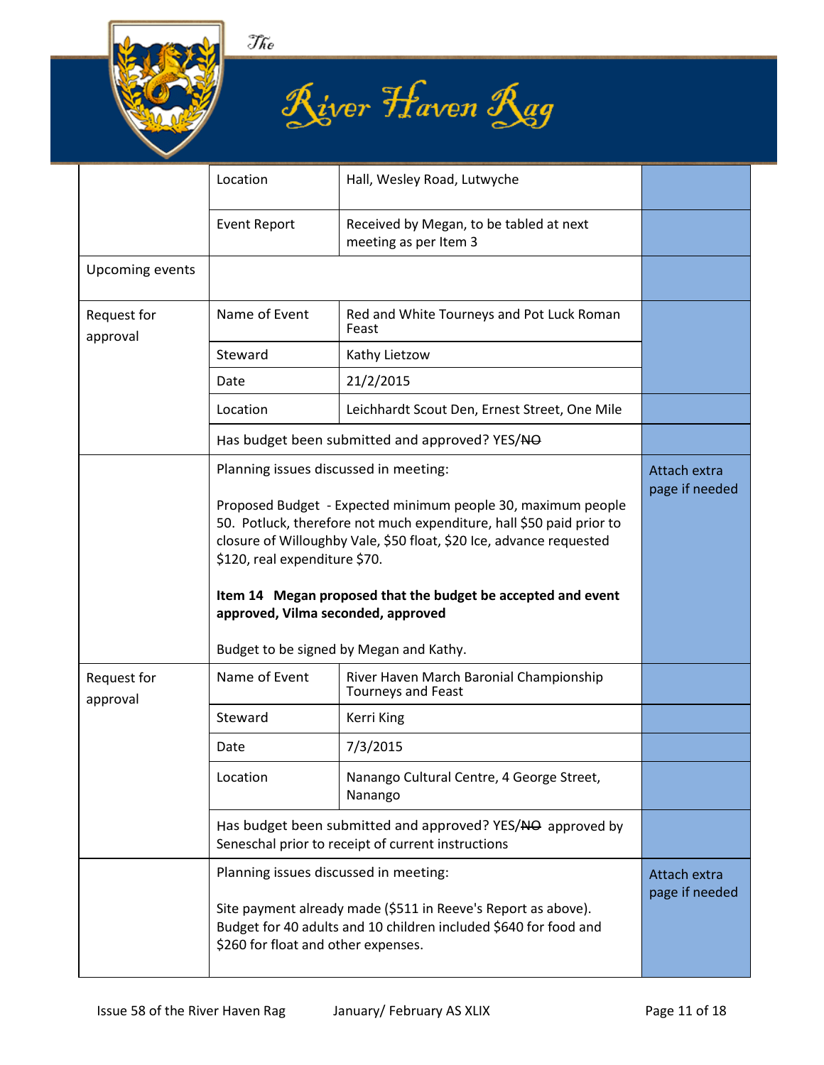| | | | |
|---|---|---|---|
| | Location | Hall, Wesley Road, Lutwyche | |
| | Event Report | Received by Megan, to be tabled at next meeting as per Item 3 | |
| Upcoming events | | | |
| Request for approval | Name of Event | Red and White Tourneys and Pot Luck Roman Feast | |
| | Steward | Kathy Lietzow | |
| | Date | 21/2/2015 | |
| | Location | Leichhardt Scout Den, Ernest Street, One Mile | |
| | Has budget been submitted and approved? YES/~~NO~~ | | |
| | Planning issues discussed in meeting:<br><br>Proposed Budget - Expected minimum people 30, maximum people 50. Potluck, therefore not much expenditure, hall $50 paid prior to closure of Willoughby Vale, $50 float, $20 Ice, advance requested $120, real expenditure $70.<br><br>**Item 14 Megan proposed that the budget be accepted and event approved, Vilma seconded, approved**<br><br>Budget to be signed by Megan and Kathy. | | Attach extra page if needed |
| Request for approval | Name of Event | River Haven March Baronial Championship Tourneys and Feast | |
| | Steward | Kerri King | |
| | Date | 7/3/2015 | |
| | Location | Nanango Cultural Centre, 4 George Street, Nanango | |
| | Has budget been submitted and approved? YES/~~NO~~ approved by Seneschal prior to receipt of current instructions | | |
| | Planning issues discussed in meeting:<br><br>Site payment already made ($511 in Reeve's Report as above). Budget for 40 adults and 10 children included $640 for food and $260 for float and other expenses. | | Attach extra page if needed |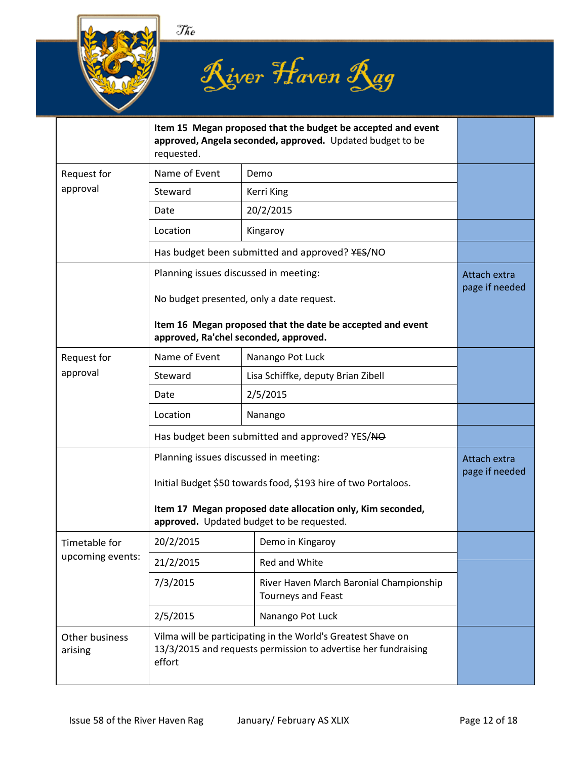| | | | |
|---|---|---|---|
| | **Item 15 Megan proposed that the budget be accepted and event approved, Angela seconded, approved.** Updated budget to be requested. | | |
| Request for approval | Name of Event | Demo | |
| | Steward | Kerri King | |
| | Date | 20/2/2015 | |
| | Location | Kingaroy | |
| | Has budget been submitted and approved? ~~YES~~/NO | | |
| | Planning issues discussed in meeting:<br><br>No budget presented, only a date request.<br><br>**Item 16 Megan proposed that the date be accepted and event approved, Ra'chel seconded, approved.** | | Attach extra page if needed |
| Request for approval | Name of Event | Nanango Pot Luck | |
| | Steward | Lisa Schiffke, deputy Brian Zibell | |
| | Date | 2/5/2015 | |
| | Location | Nanango | |
| | Has budget been submitted and approved? YES/~~NO~~ | | |
| | Planning issues discussed in meeting:<br><br>Initial Budget $50 towards food, $193 hire of two Portaloos.<br><br>**Item 17 Megan proposed date allocation only, Kim seconded, approved.** Updated budget to be requested. | | Attach extra page if needed |
| Timetable for upcoming events: | 20/2/2015 | Demo in Kingaroy | |
| | 21/2/2015 | Red and White | |
| | 7/3/2015 | River Haven March Baronial Championship Tourneys and Feast | |
| | 2/5/2015 | Nanango Pot Luck | |
| Other business arising | Vilma will be participating in the World's Greatest Shave on 13/3/2015 and requests permission to advertise her fundraising effort | | |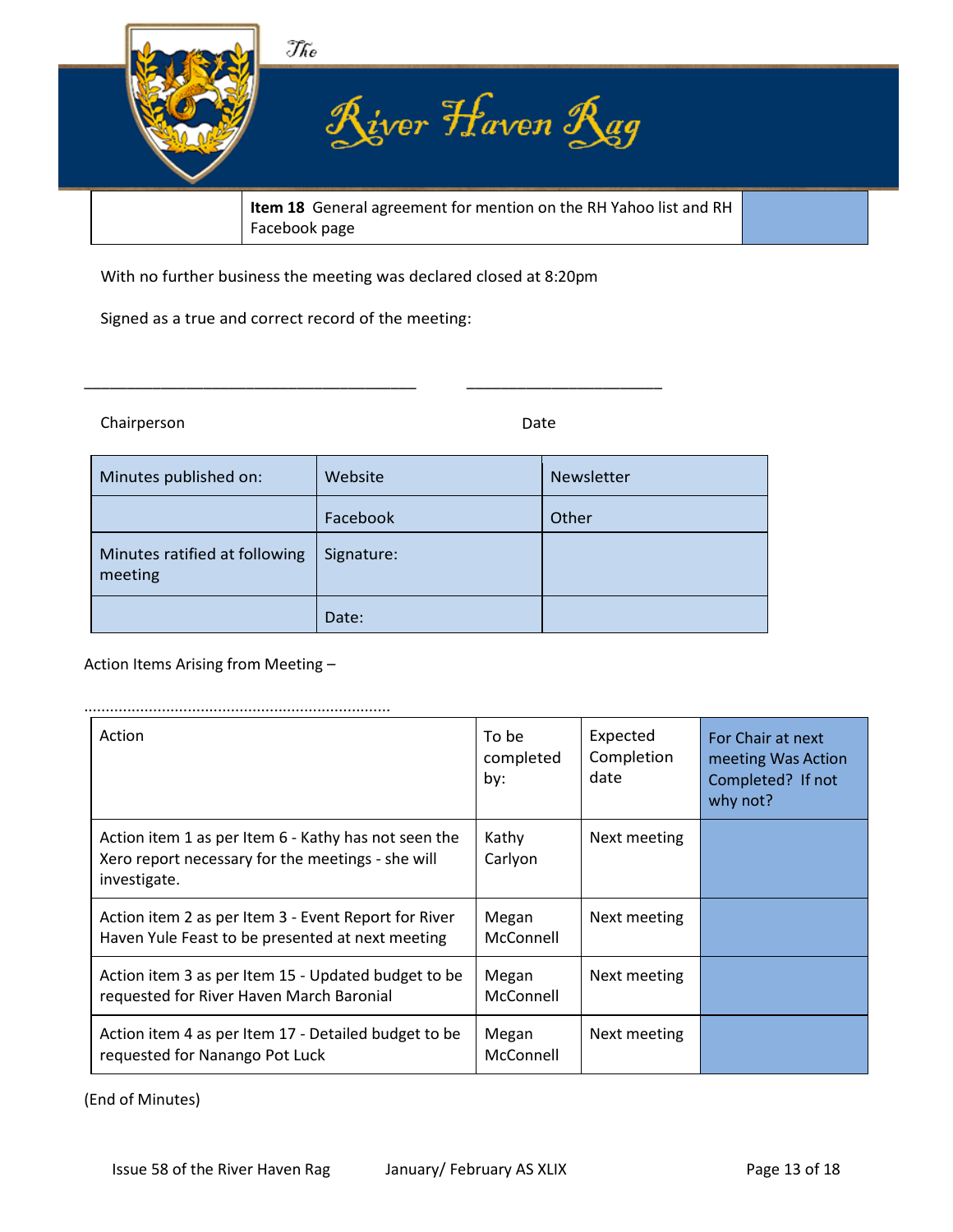| | **Item 18** General agreement for mention on the RH Yahoo list and RH Facebook page | |
|---|---|---|

With no further business the meeting was declared closed at 8:20pm

Signed as a true and correct record of the meeting:

_______________________________________ _______________________

Chairperson Date

| Minutes published on: | Website | Newsletter |
|---|---|---|
| | Facebook | Other |
| Minutes ratified at following meeting | Signature: | |
| | Date: | |

Action Items Arising from Meeting –

......................................................................

| Action | To be completed by: | Expected Completion date | For Chair at next meeting Was Action Completed? If not why not? |
|---|---|---|---|
| Action item 1 as per Item 6 - Kathy has not seen the Xero report necessary for the meetings - she will investigate. | Kathy Carlyon | Next meeting | |
| Action item 2 as per Item 3 - Event Report for River Haven Yule Feast to be presented at next meeting | Megan McConnell | Next meeting | |
| Action item 3 as per Item 15 - Updated budget to be requested for River Haven March Baronial | Megan McConnell | Next meeting | |
| Action item 4 as per Item 17 - Detailed budget to be requested for Nanango Pot Luck | Megan McConnell | Next meeting | |

(End of Minutes)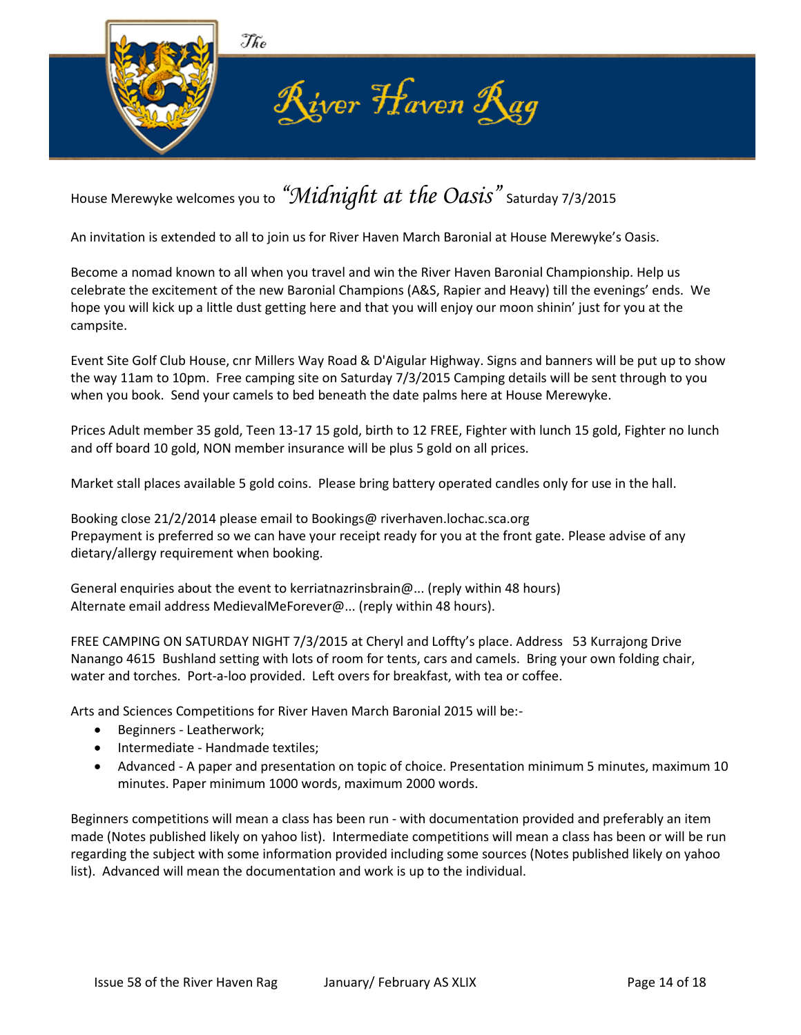House Merewyke welcomes you to *"Midnight at the Oasis"* Saturday 7/3/2015

An invitation is extended to all to join us for River Haven March Baronial at House Merewyke's Oasis.

Become a nomad known to all when you travel and win the River Haven Baronial Championship. Help us celebrate the excitement of the new Baronial Champions (A&S, Rapier and Heavy) till the evenings' ends. We hope you will kick up a little dust getting here and that you will enjoy our moon shinin' just for you at the campsite.

Event Site Golf Club House, cnr Millers Way Road & D'Aigular Highway. Signs and banners will be put up to show the way 11am to 10pm. Free camping site on Saturday 7/3/2015 Camping details will be sent through to you when you book. Send your camels to bed beneath the date palms here at House Merewyke.

Prices Adult member 35 gold, Teen 13-17 15 gold, birth to 12 FREE, Fighter with lunch 15 gold, Fighter no lunch and off board 10 gold, NON member insurance will be plus 5 gold on all prices.

Market stall places available 5 gold coins. Please bring battery operated candles only for use in the hall.

Booking close 21/2/2014 please email to Bookings@ riverhaven.lochac.sca.org
Prepayment is preferred so we can have your receipt ready for you at the front gate. Please advise of any dietary/allergy requirement when booking.

General enquiries about the event to kerriatnazrinsbrain@... (reply within 48 hours)
Alternate email address MedievalMeForever@... (reply within 48 hours).

FREE CAMPING ON SATURDAY NIGHT 7/3/2015 at Cheryl and Loffty's place. Address 53 Kurrajong Drive Nanango 4615 Bushland setting with lots of room for tents, cars and camels. Bring your own folding chair, water and torches. Port-a-loo provided. Left overs for breakfast, with tea or coffee.

Arts and Sciences Competitions for River Haven March Baronial 2015 will be:-

- Beginners - Leatherwork;
- Intermediate - Handmade textiles;
- Advanced - A paper and presentation on topic of choice. Presentation minimum 5 minutes, maximum 10 minutes. Paper minimum 1000 words, maximum 2000 words.

Beginners competitions will mean a class has been run - with documentation provided and preferably an item made (Notes published likely on yahoo list). Intermediate competitions will mean a class has been or will be run regarding the subject with some information provided including some sources (Notes published likely on yahoo list). Advanced will mean the documentation and work is up to the individual.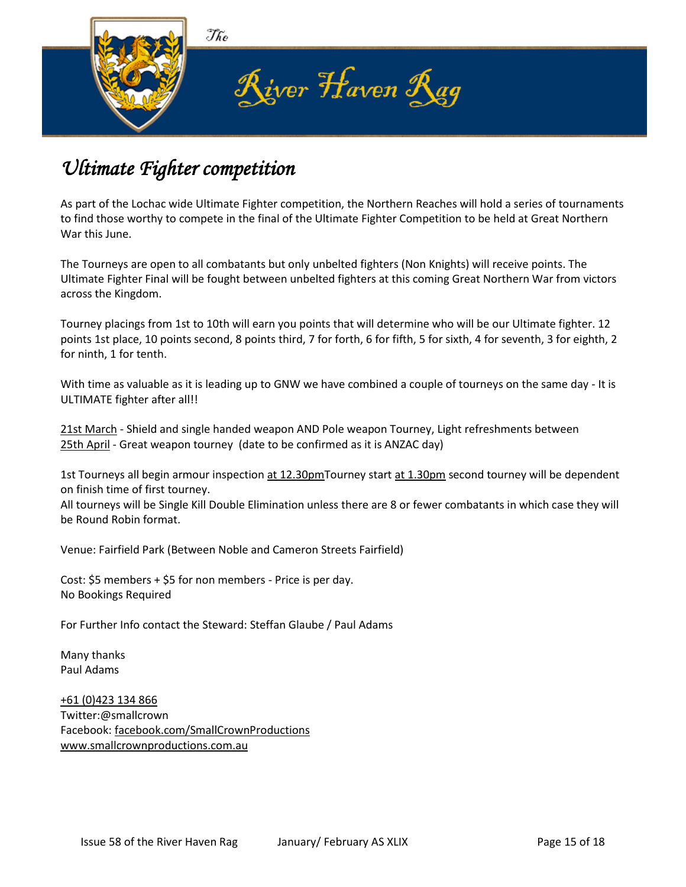# Ultimate Fighter competition

As part of the Lochac wide Ultimate Fighter competition, the Northern Reaches will hold a series of tournaments to find those worthy to compete in the final of the Ultimate Fighter Competition to be held at Great Northern War this June.

The Tourneys are open to all combatants but only unbelted fighters (Non Knights) will receive points. The Ultimate Fighter Final will be fought between unbelted fighters at this coming Great Northern War from victors across the Kingdom.

Tourney placings from 1st to 10th will earn you points that will determine who will be our Ultimate fighter. 12 points 1st place, 10 points second, 8 points third, 7 for forth, 6 for fifth, 5 for sixth, 4 for seventh, 3 for eighth, 2 for ninth, 1 for tenth.

With time as valuable as it is leading up to GNW we have combined a couple of tourneys on the same day - It is ULTIMATE fighter after all!!

21st March - Shield and single handed weapon AND Pole weapon Tourney, Light refreshments between
25th April - Great weapon tourney (date to be confirmed as it is ANZAC day)

1st Tourneys all begin armour inspection at 12.30pmTourney start at 1.30pm second tourney will be dependent on finish time of first tourney.
All tourneys will be Single Kill Double Elimination unless there are 8 or fewer combatants in which case they will be Round Robin format.

Venue: Fairfield Park (Between Noble and Cameron Streets Fairfield)

Cost: $5 members + $5 for non members - Price is per day.
No Bookings Required

For Further Info contact the Steward: Steffan Glaube / Paul Adams

Many thanks
Paul Adams

+61 (0)423 134 866
Twitter:@smallcrown
Facebook: facebook.com/SmallCrownProductions
www.smallcrownproductions.com.au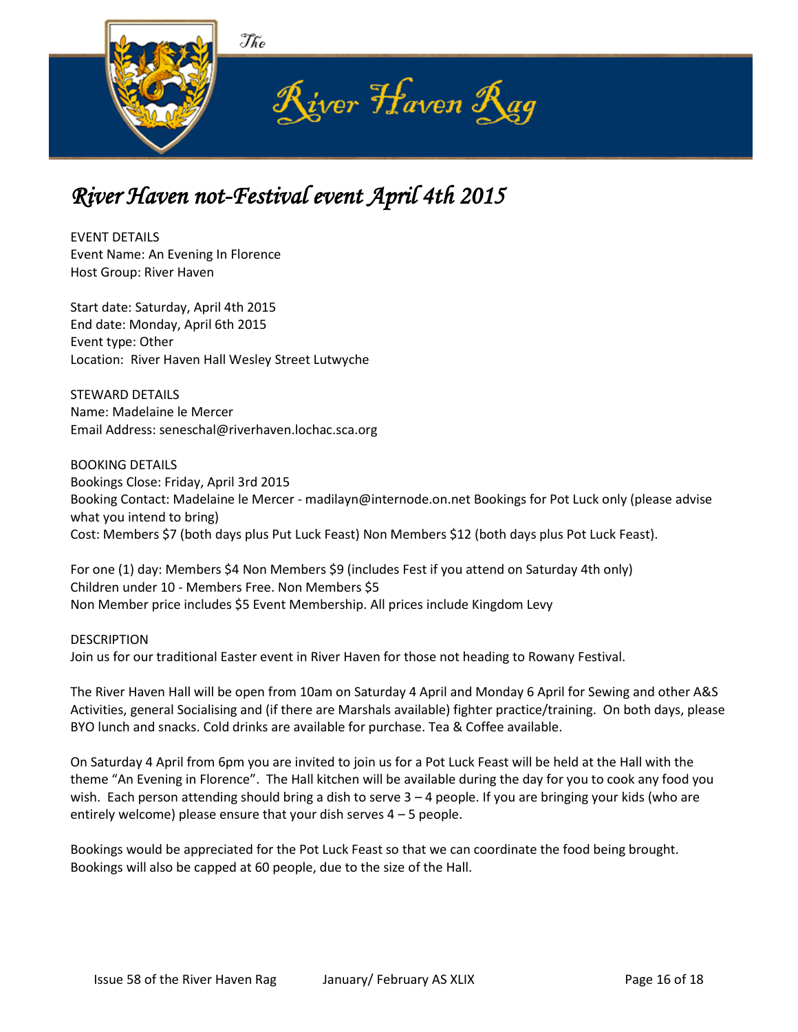The

# River Haven Rag

## *River Haven not-Festival event April 4th 2015*

EVENT DETAILS
Event Name: An Evening In Florence
Host Group: River Haven

Start date: Saturday, April 4th 2015
End date: Monday, April 6th 2015
Event type: Other
Location: River Haven Hall Wesley Street Lutwyche

STEWARD DETAILS
Name: Madelaine le Mercer
Email Address: seneschal@riverhaven.lochac.sca.org

BOOKING DETAILS
Bookings Close: Friday, April 3rd 2015
Booking Contact: Madelaine le Mercer - madilayn@internode.on.net Bookings for Pot Luck only (please advise what you intend to bring)
Cost: Members $7 (both days plus Put Luck Feast) Non Members $12 (both days plus Pot Luck Feast).

For one (1) day: Members $4 Non Members $9 (includes Fest if you attend on Saturday 4th only)
Children under 10 - Members Free. Non Members $5
Non Member price includes $5 Event Membership. All prices include Kingdom Levy

DESCRIPTION
Join us for our traditional Easter event in River Haven for those not heading to Rowany Festival.

The River Haven Hall will be open from 10am on Saturday 4 April and Monday 6 April for Sewing and other A&S Activities, general Socialising and (if there are Marshals available) fighter practice/training. On both days, please BYO lunch and snacks. Cold drinks are available for purchase. Tea & Coffee available.

On Saturday 4 April from 6pm you are invited to join us for a Pot Luck Feast will be held at the Hall with the theme "An Evening in Florence". The Hall kitchen will be available during the day for you to cook any food you wish. Each person attending should bring a dish to serve 3 – 4 people. If you are bringing your kids (who are entirely welcome) please ensure that your dish serves 4 – 5 people.

Bookings would be appreciated for the Pot Luck Feast so that we can coordinate the food being brought. Bookings will also be capped at 60 people, due to the size of the Hall.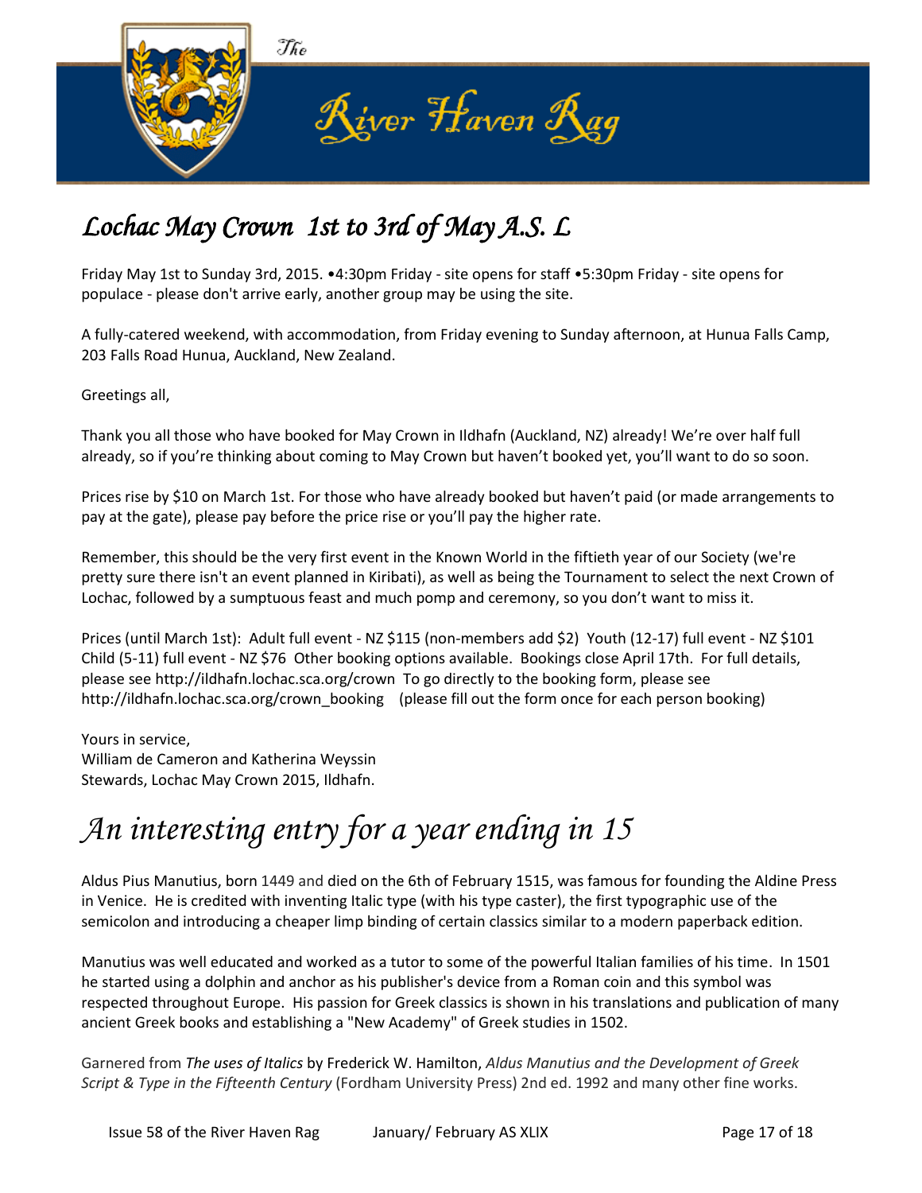# Lochac May Crown 1st to 3rd of May A.S. L

Friday May 1st to Sunday 3rd, 2015. •4:30pm Friday - site opens for staff •5:30pm Friday - site opens for populace - please don't arrive early, another group may be using the site.

A fully-catered weekend, with accommodation, from Friday evening to Sunday afternoon, at Hunua Falls Camp, 203 Falls Road Hunua, Auckland, New Zealand.

Greetings all,

Thank you all those who have booked for May Crown in Ildhafn (Auckland, NZ) already! We're over half full already, so if you're thinking about coming to May Crown but haven't booked yet, you'll want to do so soon.

Prices rise by $10 on March 1st. For those who have already booked but haven't paid (or made arrangements to pay at the gate), please pay before the price rise or you'll pay the higher rate.

Remember, this should be the very first event in the Known World in the fiftieth year of our Society (we're pretty sure there isn't an event planned in Kiribati), as well as being the Tournament to select the next Crown of Lochac, followed by a sumptuous feast and much pomp and ceremony, so you don't want to miss it.

Prices (until March 1st): Adult full event - NZ $115 (non-members add $2) Youth (12-17) full event - NZ $101 Child (5-11) full event - NZ $76 Other booking options available. Bookings close April 17th. For full details, please see http://ildhafn.lochac.sca.org/crown To go directly to the booking form, please see http://ildhafn.lochac.sca.org/crown_booking (please fill out the form once for each person booking)

Yours in service,
William de Cameron and Katherina Weyssin
Stewards, Lochac May Crown 2015, Ildhafn.

# An interesting entry for a year ending in 15

Aldus Pius Manutius, born 1449 and died on the 6th of February 1515, was famous for founding the Aldine Press in Venice. He is credited with inventing Italic type (with his type caster), the first typographic use of the semicolon and introducing a cheaper limp binding of certain classics similar to a modern paperback edition.

Manutius was well educated and worked as a tutor to some of the powerful Italian families of his time. In 1501 he started using a dolphin and anchor as his publisher's device from a Roman coin and this symbol was respected throughout Europe. His passion for Greek classics is shown in his translations and publication of many ancient Greek books and establishing a "New Academy" of Greek studies in 1502.

Garnered from *The uses of Italics* by Frederick W. Hamilton, *Aldus Manutius and the Development of Greek Script & Type in the Fifteenth Century* (Fordham University Press) 2nd ed. 1992 and many other fine works.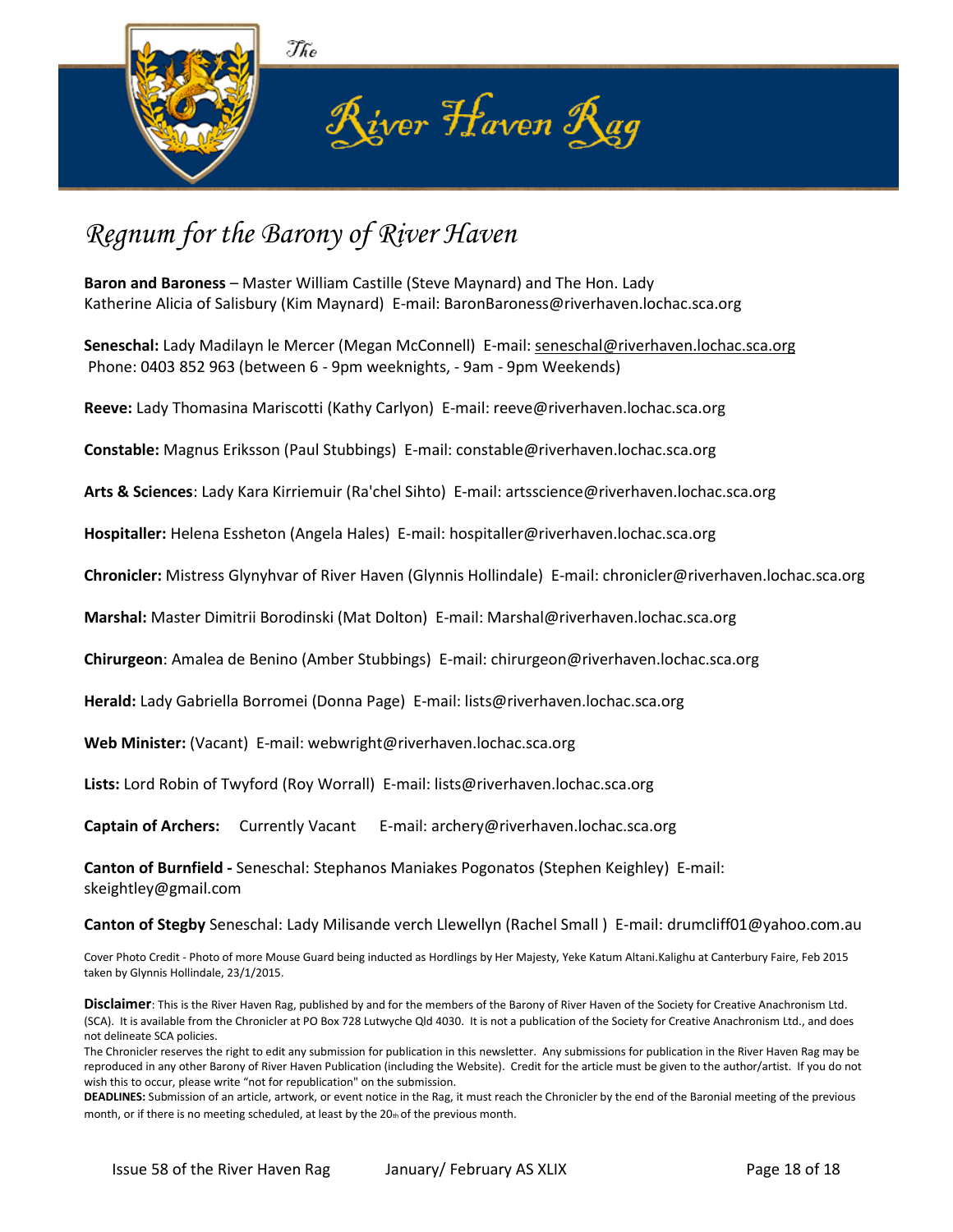# Regnum for the Barony of River Haven

**Baron and Baroness** – Master William Castille (Steve Maynard) and The Hon. Lady Katherine Alicia of Salisbury (Kim Maynard) E-mail: BaronBaroness@riverhaven.lochac.sca.org

**Seneschal:** Lady Madilayn le Mercer (Megan McConnell) E-mail: seneschal@riverhaven.lochac.sca.org
Phone: 0403 852 963 (between 6 - 9pm weeknights, - 9am - 9pm Weekends)

**Reeve:** Lady Thomasina Mariscotti (Kathy Carlyon) E-mail: reeve@riverhaven.lochac.sca.org

**Constable:** Magnus Eriksson (Paul Stubbings) E-mail: constable@riverhaven.lochac.sca.org

**Arts & Sciences**: Lady Kara Kirriemuir (Ra'chel Sihto) E-mail: artsscience@riverhaven.lochac.sca.org

**Hospitaller:** Helena Essheton (Angela Hales) E-mail: hospitaller@riverhaven.lochac.sca.org

**Chronicler:** Mistress Glynyhvar of River Haven (Glynnis Hollindale) E-mail: chronicler@riverhaven.lochac.sca.org

**Marshal:** Master Dimitrii Borodinski (Mat Dolton) E-mail: Marshal@riverhaven.lochac.sca.org

**Chirurgeon**: Amalea de Benino (Amber Stubbings) E-mail: chirurgeon@riverhaven.lochac.sca.org

**Herald:** Lady Gabriella Borromei (Donna Page) E-mail: lists@riverhaven.lochac.sca.org

**Web Minister:** (Vacant) E-mail: webwright@riverhaven.lochac.sca.org

**Lists:** Lord Robin of Twyford (Roy Worrall) E-mail: lists@riverhaven.lochac.sca.org

**Captain of Archers:** Currently Vacant E-mail: archery@riverhaven.lochac.sca.org

**Canton of Burnfield -** Seneschal: Stephanos Maniakes Pogonatos (Stephen Keighley) E-mail: skeightley@gmail.com

**Canton of Stegby** Seneschal: Lady Milisande verch Llewellyn (Rachel Small ) E-mail: drumcliff01@yahoo.com.au

Cover Photo Credit - Photo of more Mouse Guard being inducted as Hordlings by Her Majesty, Yeke Katum Altani.Kalighu at Canterbury Faire, Feb 2015 taken by Glynnis Hollindale, 23/1/2015.

**Disclaimer**: This is the River Haven Rag, published by and for the members of the Barony of River Haven of the Society for Creative Anachronism Ltd. (SCA). It is available from the Chronicler at PO Box 728 Lutwyche Qld 4030. It is not a publication of the Society for Creative Anachronism Ltd., and does not delineate SCA policies.
The Chronicler reserves the right to edit any submission for publication in this newsletter. Any submissions for publication in the River Haven Rag may be reproduced in any other Barony of River Haven Publication (including the Website). Credit for the article must be given to the author/artist. If you do not wish this to occur, please write "not for republication" on the submission.
**DEADLINES:** Submission of an article, artwork, or event notice in the Rag, it must reach the Chronicler by the end of the Baronial meeting of the previous month, or if there is no meeting scheduled, at least by the 20th of the previous month.